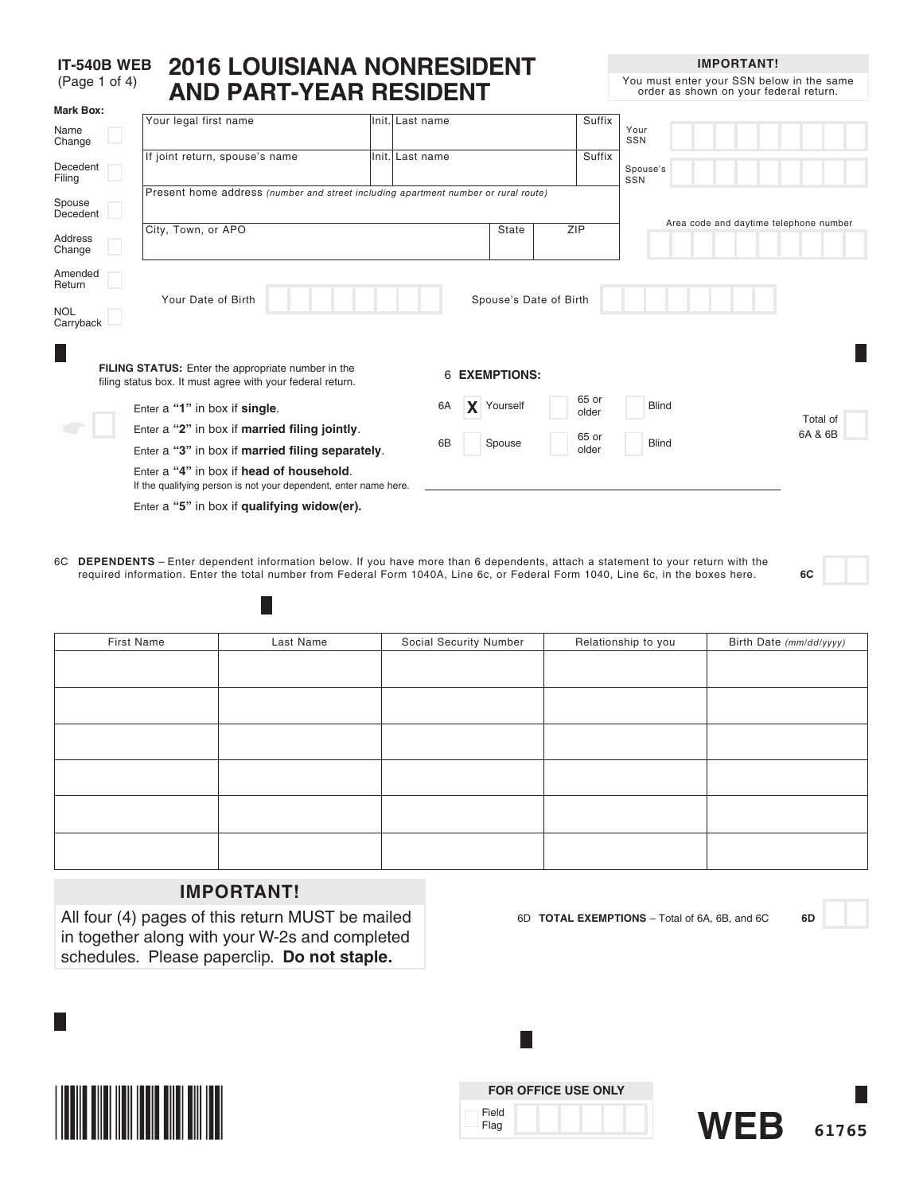IT-540B WEB
(Page 1 of 4)

# 2016 LOUISIANA NONRESIDENT AND PART-YEAR RESIDENT

**IMPORTANT!**
You must enter your SSN below in the same order as shown on your federal return.

**Mark Box:**

- Name Change
- Decedent Filing
- Spouse Decedent
- Address Change
- Amended Return
- NOL Carryback

| Your legal first name | Init. | Last name | Suffix |
|---|---|---|---|
| If joint return, spouse's name | Init. | Last name | Suffix |
| Present home address *(number and street including apartment number or rural route)* | | | |
| City, Town, or APO | | State | ZIP |

Your SSN

Spouse's SSN

Area code and daytime telephone number

Your Date of Birth

Spouse's Date of Birth

**FILING STATUS:** Enter the appropriate number in the filing status box. It must agree with your federal return.

Enter a **"1"** in box if **single**.
Enter a **"2"** in box if **married filing jointly**.
Enter a **"3"** in box if **married filing separately**.
Enter a **"4"** in box if **head of household**.
If the qualifying person is not your dependent, enter name here.
Enter a **"5"** in box if **qualifying widow(er).**

6 **EXEMPTIONS:**

6A X Yourself | 65 or older | Blind

6B Spouse | 65 or older | Blind

Total of 6A & 6B

6C **DEPENDENTS** – Enter dependent information below. If you have more than 6 dependents, attach a statement to your return with the required information. Enter the total number from Federal Form 1040A, Line 6c, or Federal Form 1040, Line 6c, in the boxes here. **6C**

| First Name | Last Name | Social Security Number | Relationship to you | Birth Date *(mm/dd/yyyy)* |
|---|---|---|---|---|
| | | | | |
| | | | | |
| | | | | |
| | | | | |
| | | | | |
| | | | | |

## IMPORTANT!

All four (4) pages of this return MUST be mailed in together along with your W-2s and completed schedules. Please paperclip. **Do not staple.**

6D **TOTAL EXEMPTIONS** – Total of 6A, 6B, and 6C **6D**

**FOR OFFICE USE ONLY**
Field Flag

**WEB** 61765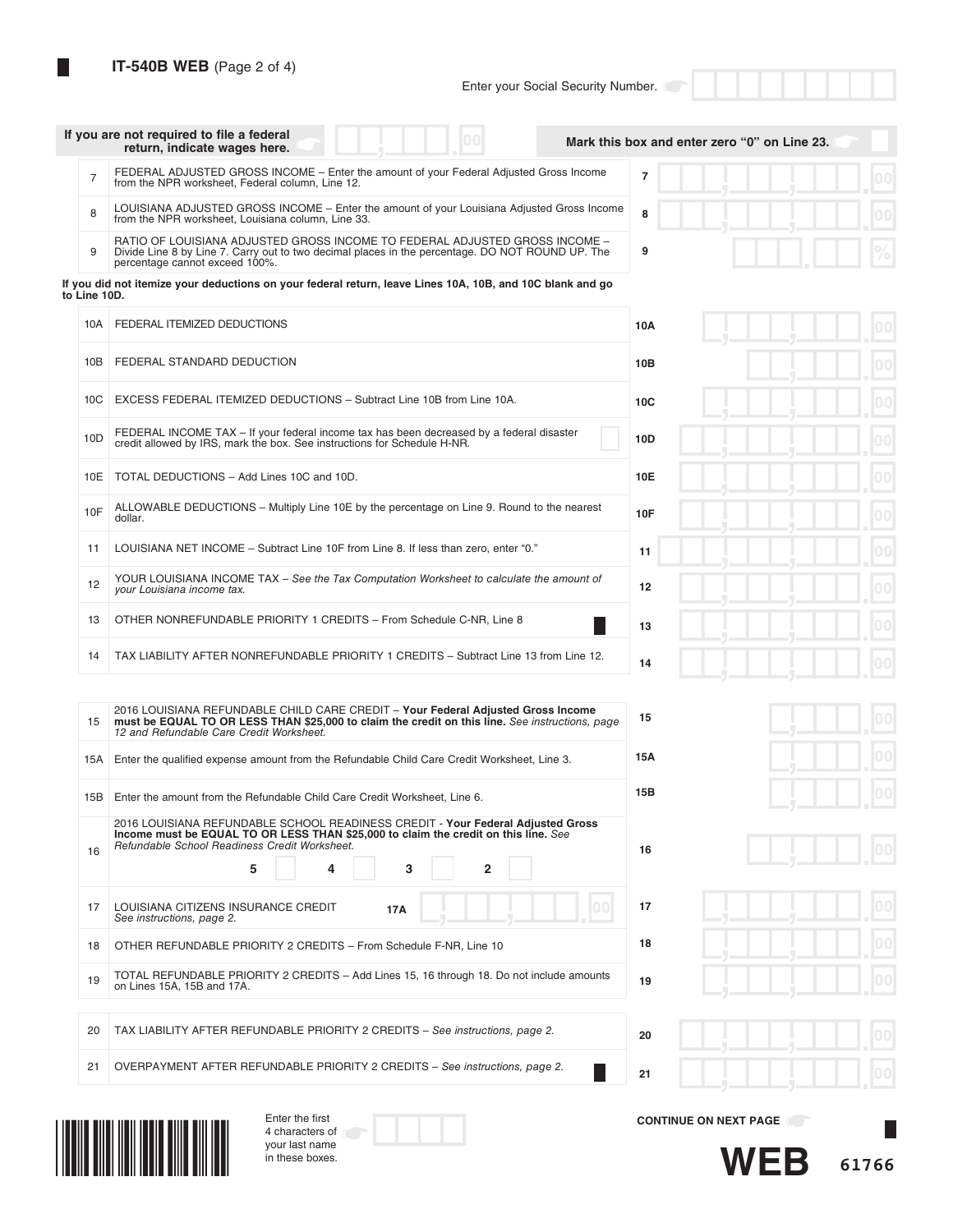## IT-540B WEB (Page 2 of 4)

Enter your Social Security Number.

If you are not required to file a federal return, indicate wages here. \_\_\_\_\_\_.00 — Mark this box and enter zero "0" on Line 23. ☐

| Line | Description | | Amount |
|---|---|---|---|
| 7 | FEDERAL ADJUSTED GROSS INCOME – Enter the amount of your Federal Adjusted Gross Income from the NPR worksheet, Federal column, Line 12. | 7 | .00 |
| 8 | LOUISIANA ADJUSTED GROSS INCOME – Enter the amount of your Louisiana Adjusted Gross Income from the NPR worksheet, Louisiana column, Line 33. | 8 | .00 |
| 9 | RATIO OF LOUISIANA ADJUSTED GROSS INCOME TO FEDERAL ADJUSTED GROSS INCOME – Divide Line 8 by Line 7. Carry out to two decimal places in the percentage. DO NOT ROUND UP. The percentage cannot exceed 100%. | 9 | . % |

**If you did not itemize your deductions on your federal return, leave Lines 10A, 10B, and 10C blank and go to Line 10D.**

| Line | Description | | Amount |
|---|---|---|---|
| 10A | FEDERAL ITEMIZED DEDUCTIONS | 10A | .00 |
| 10B | FEDERAL STANDARD DEDUCTION | 10B | .00 |
| 10C | EXCESS FEDERAL ITEMIZED DEDUCTIONS – Subtract Line 10B from Line 10A. | 10C | .00 |
| 10D | FEDERAL INCOME TAX – If your federal income tax has been decreased by a federal disaster credit allowed by IRS, mark the box. See instructions for Schedule H-NR. ☐ | 10D | .00 |
| 10E | TOTAL DEDUCTIONS – Add Lines 10C and 10D. | 10E | .00 |
| 10F | ALLOWABLE DEDUCTIONS – Multiply Line 10E by the percentage on Line 9. Round to the nearest dollar. | 10F | .00 |
| 11 | LOUISIANA NET INCOME – Subtract Line 10F from Line 8. If less than zero, enter "0." | 11 | .00 |
| 12 | YOUR LOUISIANA INCOME TAX – *See the Tax Computation Worksheet to calculate the amount of your Louisiana income tax.* | 12 | .00 |
| 13 | OTHER NONREFUNDABLE PRIORITY 1 CREDITS – From Schedule C-NR, Line 8 | 13 | .00 |
| 14 | TAX LIABILITY AFTER NONREFUNDABLE PRIORITY 1 CREDITS – Subtract Line 13 from Line 12. | 14 | .00 |

| Line | Description | | Amount |
|---|---|---|---|
| 15 | 2016 LOUISIANA REFUNDABLE CHILD CARE CREDIT – **Your Federal Adjusted Gross Income must be EQUAL TO OR LESS THAN $25,000 to claim the credit on this line.** *See instructions, page 12 and Refundable Care Credit Worksheet.* | 15 | .00 |
| 15A | Enter the qualified expense amount from the Refundable Child Care Credit Worksheet, Line 3. | 15A | .00 |
| 15B | Enter the amount from the Refundable Child Care Credit Worksheet, Line 6. | 15B | .00 |
| 16 | 2016 LOUISIANA REFUNDABLE SCHOOL READINESS CREDIT - **Your Federal Adjusted Gross Income must be EQUAL TO OR LESS THAN $25,000 to claim the credit on this line.** *See Refundable School Readiness Credit Worksheet.* 5 ☐ 4 ☐ 3 ☐ 2 ☐ | 16 | .00 |
| 17 | LOUISIANA CITIZENS INSURANCE CREDIT *See instructions, page 2.* **17A** \_\_\_\_\_\_.00 | 17 | .00 |
| 18 | OTHER REFUNDABLE PRIORITY 2 CREDITS – From Schedule F-NR, Line 10 | 18 | .00 |
| 19 | TOTAL REFUNDABLE PRIORITY 2 CREDITS – Add Lines 15, 16 through 18. Do not include amounts on Lines 15A, 15B and 17A. | 19 | .00 |

| Line | Description | | Amount |
|---|---|---|---|
| 20 | TAX LIABILITY AFTER REFUNDABLE PRIORITY 2 CREDITS – *See instructions, page 2.* | 20 | .00 |
| 21 | OVERPAYMENT AFTER REFUNDABLE PRIORITY 2 CREDITS – *See instructions, page 2.* | 21 | .00 |

Enter the first 4 characters of your last name in these boxes.

**CONTINUE ON NEXT PAGE**

**WEB** 61766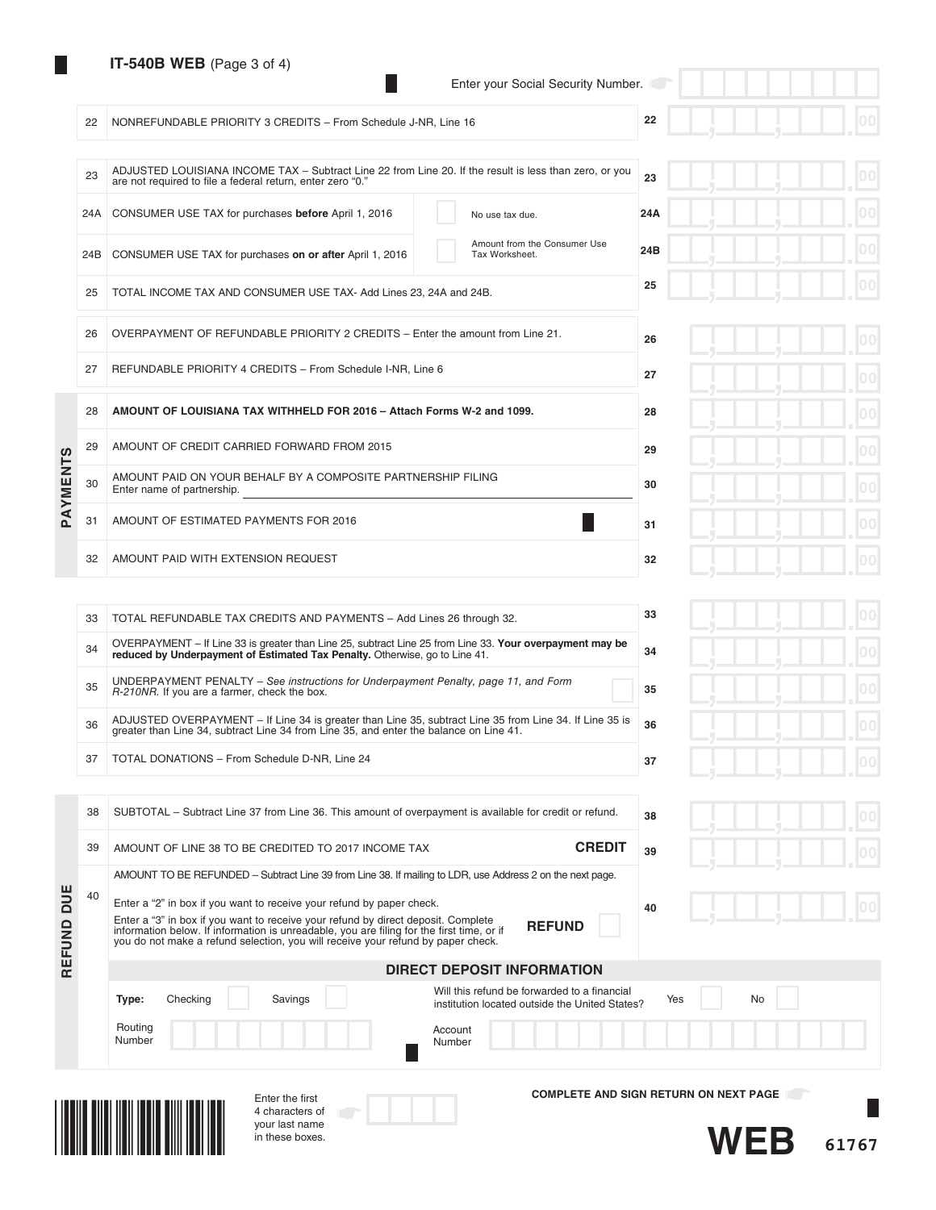## IT-540B WEB (Page 3 of 4)

Enter your Social Security Number.

| Line | Description | | Line | Amount |
|---|---|---|---|---|
| 22 | NONREFUNDABLE PRIORITY 3 CREDITS – From Schedule J-NR, Line 16 | | 22 | 00 |
| 23 | ADJUSTED LOUISIANA INCOME TAX – Subtract Line 22 from Line 20. If the result is less than zero, or you are not required to file a federal return, enter zero "0." | | 23 | 00 |
| 24A | CONSUMER USE TAX for purchases **before** April 1, 2016 | No use tax due. | 24A | 00 |
| 24B | CONSUMER USE TAX for purchases **on or after** April 1, 2016 | Amount from the Consumer Use Tax Worksheet. | 24B | 00 |
| 25 | TOTAL INCOME TAX AND CONSUMER USE TAX- Add Lines 23, 24A and 24B. | | 25 | 00 |
| 26 | OVERPAYMENT OF REFUNDABLE PRIORITY 2 CREDITS – Enter the amount from Line 21. | | 26 | 00 |
| 27 | REFUNDABLE PRIORITY 4 CREDITS – From Schedule I-NR, Line 6 | | 27 | 00 |

### PAYMENTS

| Line | Description | Line | Amount |
|---|---|---|---|
| 28 | **AMOUNT OF LOUISIANA TAX WITHHELD FOR 2016 – Attach Forms W-2 and 1099.** | 28 | 00 |
| 29 | AMOUNT OF CREDIT CARRIED FORWARD FROM 2015 | 29 | 00 |
| 30 | AMOUNT PAID ON YOUR BEHALF BY A COMPOSITE PARTNERSHIP FILING<br>Enter name of partnership. | 30 | 00 |
| 31 | AMOUNT OF ESTIMATED PAYMENTS FOR 2016 | 31 | 00 |
| 32 | AMOUNT PAID WITH EXTENSION REQUEST | 32 | 00 |

| Line | Description | Line | Amount |
|---|---|---|---|
| 33 | TOTAL REFUNDABLE TAX CREDITS AND PAYMENTS – Add Lines 26 through 32. | 33 | 00 |
| 34 | OVERPAYMENT – If Line 33 is greater than Line 25, subtract Line 25 from Line 33. **Your overpayment may be reduced by Underpayment of Estimated Tax Penalty.** Otherwise, go to Line 41. | 34 | 00 |
| 35 | UNDERPAYMENT PENALTY – *See instructions for Underpayment Penalty, page 11, and Form R-210NR.* If you are a farmer, check the box. | 35 | 00 |
| 36 | ADJUSTED OVERPAYMENT – If Line 34 is greater than Line 35, subtract Line 35 from Line 34. If Line 35 is greater than Line 34, subtract Line 34 from Line 35, and enter the balance on Line 41. | 36 | 00 |
| 37 | TOTAL DONATIONS – From Schedule D-NR, Line 24 | 37 | 00 |

### REFUND DUE

| Line | Description | Line | Amount |
|---|---|---|---|
| 38 | SUBTOTAL – Subtract Line 37 from Line 36. This amount of overpayment is available for credit or refund. | 38 | 00 |
| 39 | AMOUNT OF LINE 38 TO BE CREDITED TO 2017 INCOME TAX **CREDIT** | 39 | 00 |
| 40 | AMOUNT TO BE REFUNDED – Subtract Line 39 from Line 38. If mailing to LDR, use Address 2 on the next page.<br>Enter a "2" in box if you want to receive your refund by paper check.<br>Enter a "3" in box if you want to receive your refund by direct deposit. Complete information below. If information is unreadable, you are filing for the first time, or if you do not make a refund selection, you will receive your refund by paper check. **REFUND** | 40 | 00 |

**DIRECT DEPOSIT INFORMATION**

**Type:** Checking ☐ Savings ☐

Will this refund be forwarded to a financial institution located outside the United States? Yes ☐ No ☐

Routing Number

Account Number

Enter the first 4 characters of your last name in these boxes.

**COMPLETE AND SIGN RETURN ON NEXT PAGE**

**WEB** 61767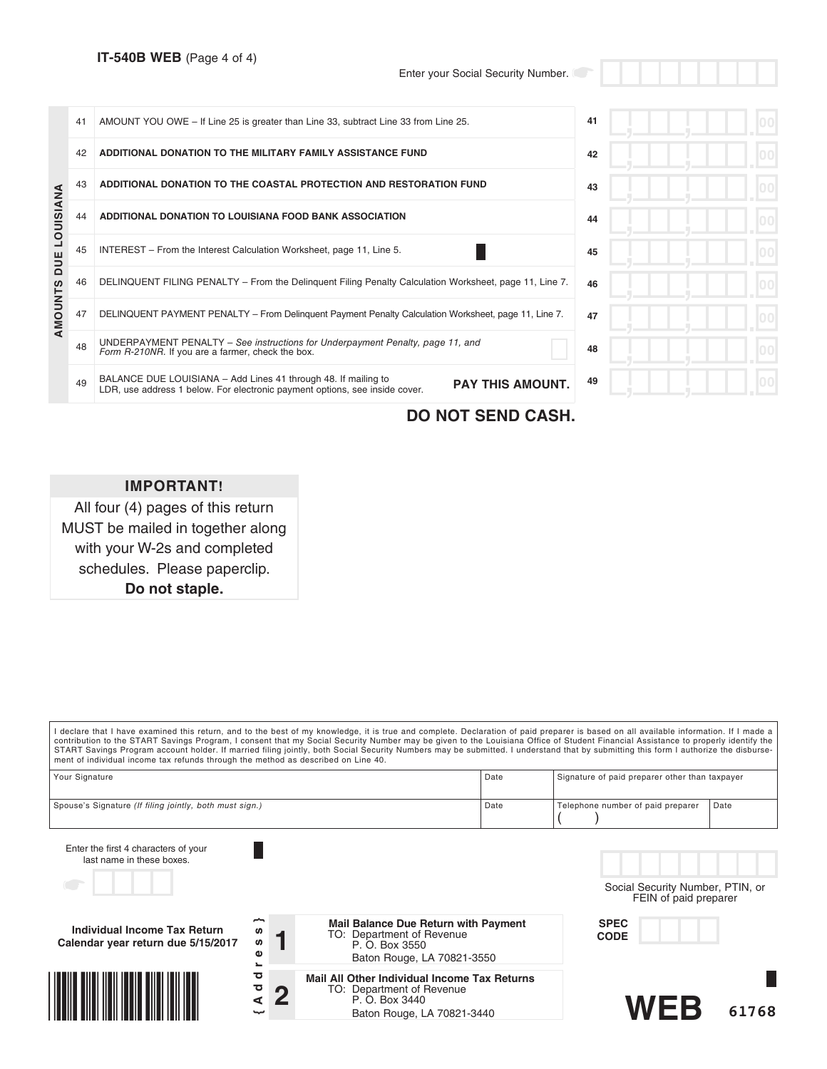**IT-540B WEB** (Page 4 of 4)

Enter your Social Security Number.

**AMOUNTS DUE LOUISIANA**

| Line | Description | | Amount |
|---|---|---|---|
| 41 | AMOUNT YOU OWE – If Line 25 is greater than Line 33, subtract Line 33 from Line 25. | 41 | .00 |
| 42 | **ADDITIONAL DONATION TO THE MILITARY FAMILY ASSISTANCE FUND** | 42 | .00 |
| 43 | **ADDITIONAL DONATION TO THE COASTAL PROTECTION AND RESTORATION FUND** | 43 | .00 |
| 44 | **ADDITIONAL DONATION TO LOUISIANA FOOD BANK ASSOCIATION** | 44 | .00 |
| 45 | INTEREST – From the Interest Calculation Worksheet, page 11, Line 5. | 45 | .00 |
| 46 | DELINQUENT FILING PENALTY – From the Delinquent Filing Penalty Calculation Worksheet, page 11, Line 7. | 46 | .00 |
| 47 | DELINQUENT PAYMENT PENALTY – From Delinquent Payment Penalty Calculation Worksheet, page 11, Line 7. | 47 | .00 |
| 48 | UNDERPAYMENT PENALTY – *See instructions for Underpayment Penalty, page 11, and Form R-210NR.* If you are a farmer, check the box. | 48 | .00 |
| 49 | BALANCE DUE LOUISIANA – Add Lines 41 through 48. If mailing to LDR, use address 1 below. For electronic payment options, see inside cover. **PAY THIS AMOUNT.** | 49 | .00 |

**DO NOT SEND CASH.**

**IMPORTANT!**

All four (4) pages of this return MUST be mailed in together along with your W-2s and completed schedules. Please paperclip. **Do not staple.**

I declare that I have examined this return, and to the best of my knowledge, it is true and complete. Declaration of paid preparer is based on all available information. If I made a contribution to the START Savings Program, I consent that my Social Security Number may be given to the Louisiana Office of Student Financial Assistance to properly identify the START Savings Program account holder. If married filing jointly, both Social Security Numbers may be submitted. I understand that by submitting this form I authorize the disbursement of individual income tax refunds through the method as described on Line 40.

| Your Signature | Date | Signature of paid preparer other than taxpayer | |
|---|---|---|---|
| Spouse's Signature *(If filing jointly, both must sign.)* | Date | Telephone number of paid preparer ( ) | Date |

Enter the first 4 characters of your last name in these boxes.

Social Security Number, PTIN, or FEIN of paid preparer

**Individual Income Tax Return**
**Calendar year return due 5/15/2017**

{Address}

**1** **Mail Balance Due Return with Payment**
TO: Department of Revenue
P. O. Box 3550
Baton Rouge, LA 70821-3550

**2** **Mail All Other Individual Income Tax Returns**
TO: Department of Revenue
P. O. Box 3440
Baton Rouge, LA 70821-3440

**SPEC CODE**

**WEB** 61768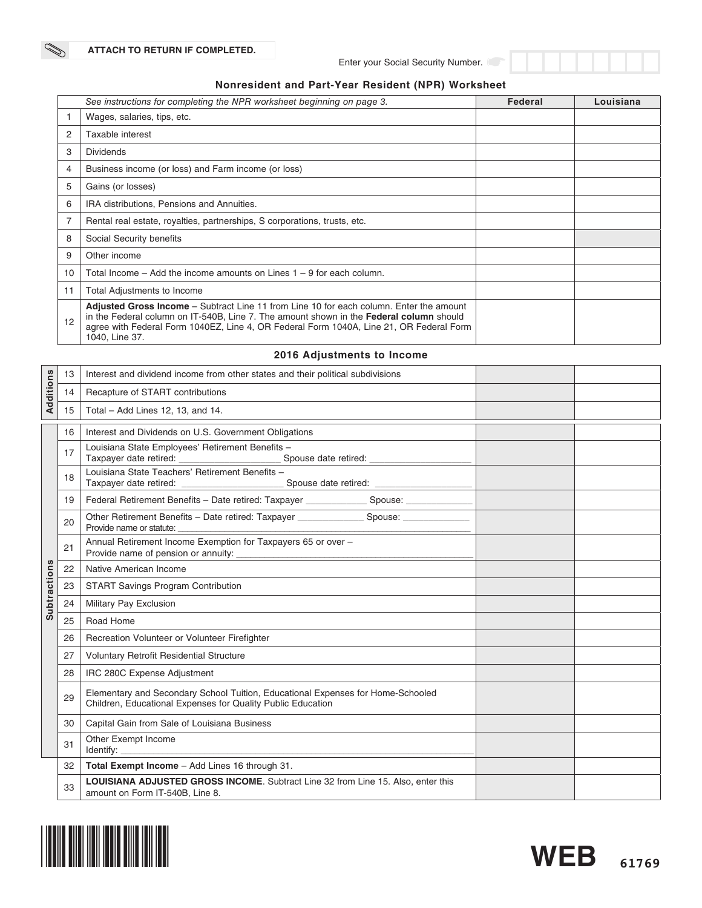ATTACH TO RETURN IF COMPLETED.

Enter your Social Security Number.

## Nonresident and Part-Year Resident (NPR) Worksheet

| | *See instructions for completing the NPR worksheet beginning on page 3.* | Federal | Louisiana |
|---|---|---|---|
| 1 | Wages, salaries, tips, etc. | | |
| 2 | Taxable interest | | |
| 3 | Dividends | | |
| 4 | Business income (or loss) and Farm income (or loss) | | |
| 5 | Gains (or losses) | | |
| 6 | IRA distributions, Pensions and Annuities. | | |
| 7 | Rental real estate, royalties, partnerships, S corporations, trusts, etc. | | |
| 8 | Social Security benefits | | |
| 9 | Other income | | |
| 10 | Total Income – Add the income amounts on Lines 1 – 9 for each column. | | |
| 11 | Total Adjustments to Income | | |
| 12 | **Adjusted Gross Income** – Subtract Line 11 from Line 10 for each column. Enter the amount in the Federal column on IT-540B, Line 7. The amount shown in the **Federal column** should agree with Federal Form 1040EZ, Line 4, OR Federal Form 1040A, Line 21, OR Federal Form 1040, Line 37. | | |

### 2016 Adjustments to Income

| | | | Federal | Louisiana |
|---|---|---|---|---|
| Additions | 13 | Interest and dividend income from other states and their political subdivisions | | |
| | 14 | Recapture of START contributions | | |
| | 15 | Total – Add Lines 12, 13, and 14. | | |
| Subtractions | 16 | Interest and Dividends on U.S. Government Obligations | | |
| | 17 | Louisiana State Employees' Retirement Benefits – Taxpayer date retired: ____________ Spouse date retired: ____________ | | |
| | 18 | Louisiana State Teachers' Retirement Benefits – Taxpayer date retired: ____________ Spouse date retired: ____________ | | |
| | 19 | Federal Retirement Benefits – Date retired: Taxpayer ____________ Spouse: ____________ | | |
| | 20 | Other Retirement Benefits – Date retired: Taxpayer ____________ Spouse: ____________ Provide name or statute: ____________ | | |
| | 21 | Annual Retirement Income Exemption for Taxpayers 65 or over – Provide name of pension or annuity: ____________ | | |
| | 22 | Native American Income | | |
| | 23 | START Savings Program Contribution | | |
| | 24 | Military Pay Exclusion | | |
| | 25 | Road Home | | |
| | 26 | Recreation Volunteer or Volunteer Firefighter | | |
| | 27 | Voluntary Retrofit Residential Structure | | |
| | 28 | IRC 280C Expense Adjustment | | |
| | 29 | Elementary and Secondary School Tuition, Educational Expenses for Home-Schooled Children, Educational Expenses for Quality Public Education | | |
| | 30 | Capital Gain from Sale of Louisiana Business | | |
| | 31 | Other Exempt Income Identify: ____________ | | |
| | 32 | **Total Exempt Income** – Add Lines 16 through 31. | | |
| | 33 | **LOUISIANA ADJUSTED GROSS INCOME**. Subtract Line 32 from Line 15. Also, enter this amount on Form IT-540B, Line 8. | | |

WEB 61769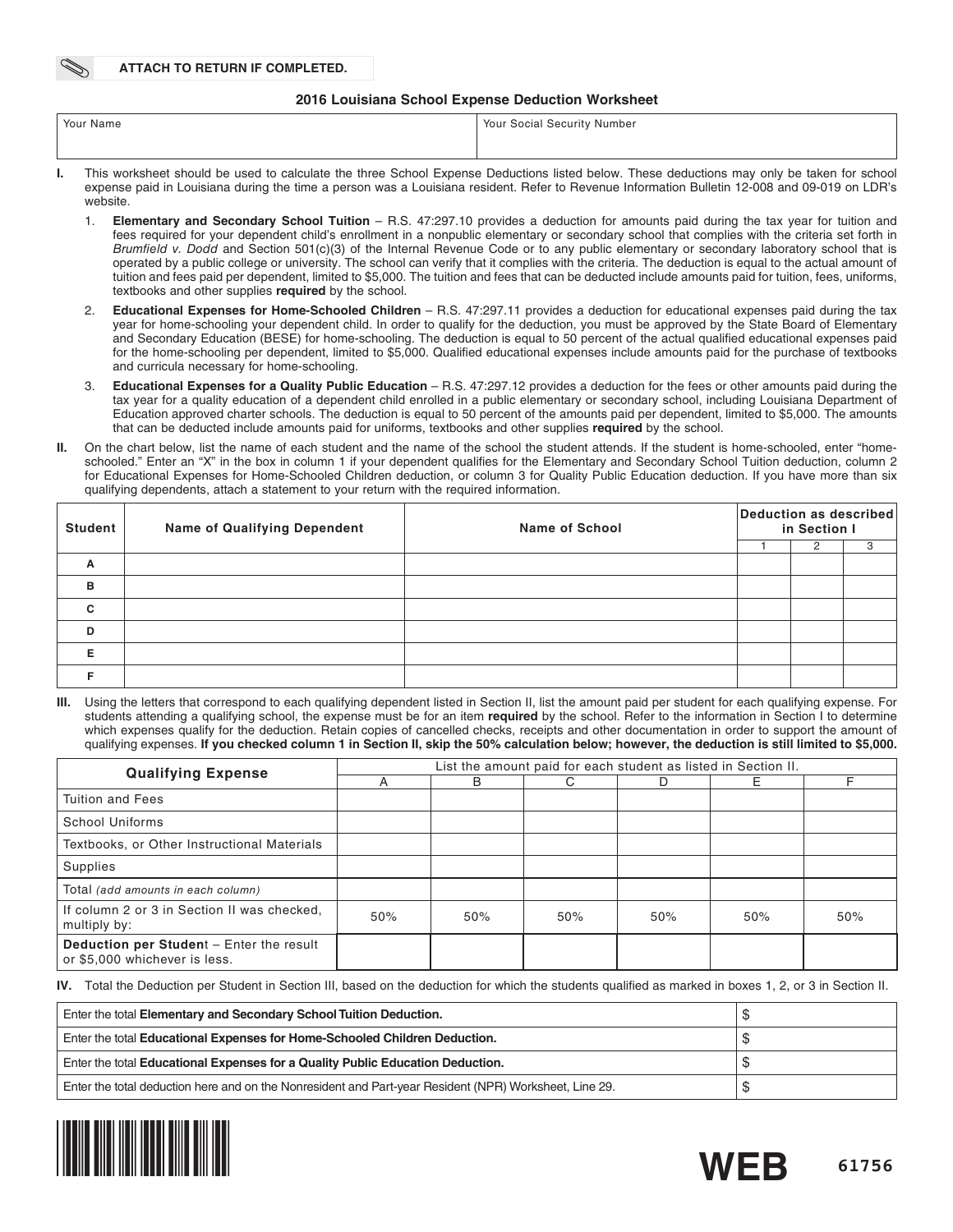**ATTACH TO RETURN IF COMPLETED.**

## 2016 Louisiana School Expense Deduction Worksheet

| Your Name | Your Social Security Number |
|---|---|
| | |

**I.** This worksheet should be used to calculate the three School Expense Deductions listed below. These deductions may only be taken for school expense paid in Louisiana during the time a person was a Louisiana resident. Refer to Revenue Information Bulletin 12-008 and 09-019 on LDR's website.

1. **Elementary and Secondary School Tuition** – R.S. 47:297.10 provides a deduction for amounts paid during the tax year for tuition and fees required for your dependent child's enrollment in a nonpublic elementary or secondary school that complies with the criteria set forth in *Brumfield v. Dodd* and Section 501(c)(3) of the Internal Revenue Code or to any public elementary or secondary laboratory school that is operated by a public college or university. The school can verify that it complies with the criteria. The deduction is equal to the actual amount of tuition and fees paid per dependent, limited to $5,000. The tuition and fees that can be deducted include amounts paid for tuition, fees, uniforms, textbooks and other supplies **required** by the school.
2. **Educational Expenses for Home-Schooled Children** – R.S. 47:297.11 provides a deduction for educational expenses paid during the tax year for home-schooling your dependent child. In order to qualify for the deduction, you must be approved by the State Board of Elementary and Secondary Education (BESE) for home-schooling. The deduction is equal to 50 percent of the actual qualified educational expenses paid for the home-schooling per dependent, limited to $5,000. Qualified educational expenses include amounts paid for the purchase of textbooks and curricula necessary for home-schooling.
3. **Educational Expenses for a Quality Public Education** – R.S. 47:297.12 provides a deduction for the fees or other amounts paid during the tax year for a quality education of a dependent child enrolled in a public elementary or secondary school, including Louisiana Department of Education approved charter schools. The deduction is equal to 50 percent of the amounts paid per dependent, limited to $5,000. The amounts that can be deducted include amounts paid for uniforms, textbooks and other supplies **required** by the school.

**II.** On the chart below, list the name of each student and the name of the school the student attends. If the student is home-schooled, enter "home-schooled." Enter an "X" in the box in column 1 if your dependent qualifies for the Elementary and Secondary School Tuition deduction, column 2 for Educational Expenses for Home-Schooled Children deduction, or column 3 for Quality Public Education deduction. If you have more than six qualifying dependents, attach a statement to your return with the required information.

| Student | Name of Qualifying Dependent | Name of School | Deduction as described in Section I | | |
|---|---|---|---|---|---|
| | | | 1 | 2 | 3 |
| A | | | | | |
| B | | | | | |
| C | | | | | |
| D | | | | | |
| E | | | | | |
| F | | | | | |

**III.** Using the letters that correspond to each qualifying dependent listed in Section II, list the amount paid per student for each qualifying expense. For students attending a qualifying school, the expense must be for an item **required** by the school. Refer to the information in Section I to determine which expenses qualify for the deduction. Retain copies of cancelled checks, receipts and other documentation in order to support the amount of qualifying expenses. **If you checked column 1 in Section II, skip the 50% calculation below; however, the deduction is still limited to $5,000.**

| Qualifying Expense | List the amount paid for each student as listed in Section II. | | | | | |
|---|---|---|---|---|---|---|
| | A | B | C | D | E | F |
| Tuition and Fees | | | | | | |
| School Uniforms | | | | | | |
| Textbooks, or Other Instructional Materials | | | | | | |
| Supplies | | | | | | |
| Total *(add amounts in each column)* | | | | | | |
| If column 2 or 3 in Section II was checked, multiply by: | 50% | 50% | 50% | 50% | 50% | 50% |
| **Deduction per Student** – Enter the result or $5,000 whichever is less. | | | | | | |

**IV.** Total the Deduction per Student in Section III, based on the deduction for which the students qualified as marked in boxes 1, 2, or 3 in Section II.

| | |
|---|---|
| Enter the total **Elementary and Secondary School Tuition Deduction.** | $ |
| Enter the total **Educational Expenses for Home-Schooled Children Deduction.** | $ |
| Enter the total **Educational Expenses for a Quality Public Education Deduction.** | $ |
| Enter the total deduction here and on the Nonresident and Part-year Resident (NPR) Worksheet, Line 29. | $ |

**WEB** 61756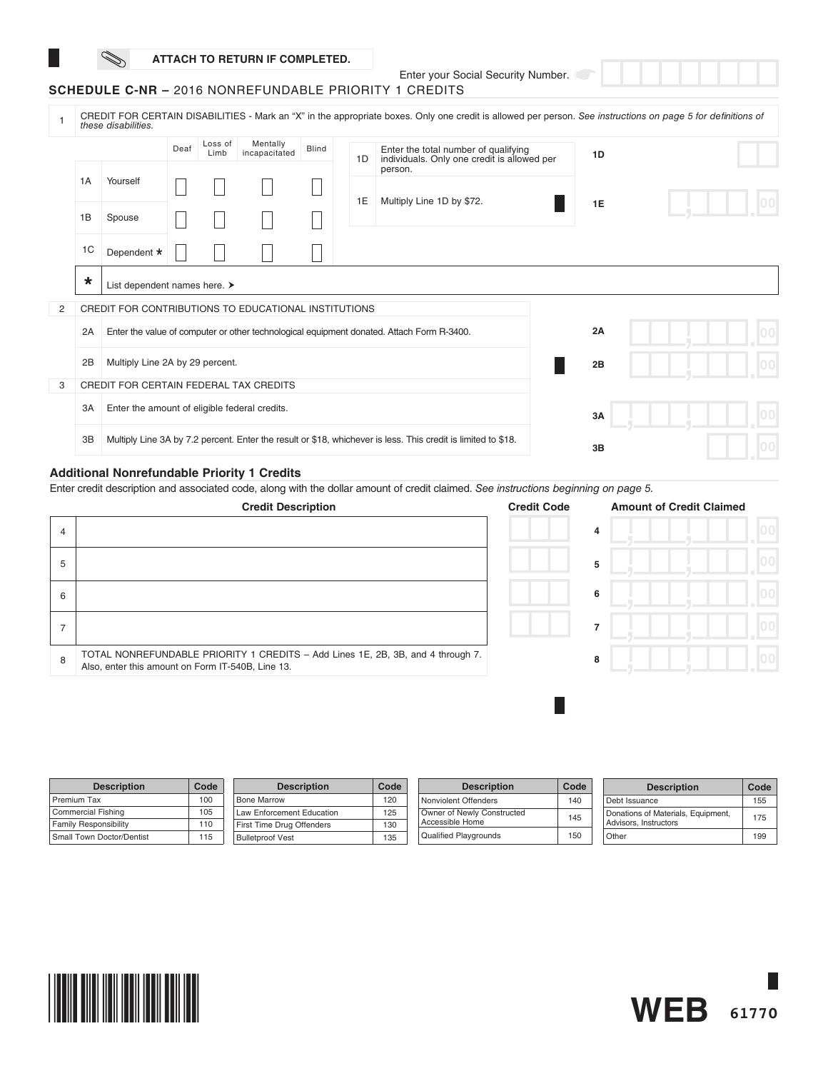ATTACH TO RETURN IF COMPLETED.

Enter your Social Security Number.

## SCHEDULE C-NR – 2016 NONREFUNDABLE PRIORITY 1 CREDITS

**1** CREDIT FOR CERTAIN DISABILITIES - Mark an "X" in the appropriate boxes. Only one credit is allowed per person. *See instructions on page 5 for definitions of these disabilities.*

| | | Deaf | Loss of Limb | Mentally incapacitated | Blind |
|---|---|---|---|---|---|
| 1A | Yourself | ☐ | ☐ | ☐ | ☐ |
| 1B | Spouse | ☐ | ☐ | ☐ | ☐ |
| 1C | Dependent * | ☐ | ☐ | ☐ | ☐ |

| | | | |
|---|---|---|---|
| 1D | Enter the total number of qualifying individuals. Only one credit is allowed per person. | 1D | |
| 1E | Multiply Line 1D by $72. | 1E | .00 |

\* List dependent names here. ➤

**2** CREDIT FOR CONTRIBUTIONS TO EDUCATIONAL INSTITUTIONS

| | | | |
|---|---|---|---|
| 2A | Enter the value of computer or other technological equipment donated. Attach Form R-3400. | 2A | .00 |
| 2B | Multiply Line 2A by 29 percent. | 2B | .00 |

**3** CREDIT FOR CERTAIN FEDERAL TAX CREDITS

| | | | |
|---|---|---|---|
| 3A | Enter the amount of eligible federal credits. | 3A | .00 |
| 3B | Multiply Line 3A by 7.2 percent. Enter the result or $18, whichever is less. This credit is limited to $18. | 3B | .00 |

### Additional Nonrefundable Priority 1 Credits

Enter credit description and associated code, along with the dollar amount of credit claimed. *See instructions beginning on page 5.*

| | Credit Description | Credit Code | | Amount of Credit Claimed |
|---|---|---|---|---|
| 4 | | | 4 | .00 |
| 5 | | | 5 | .00 |
| 6 | | | 6 | .00 |
| 7 | | | 7 | .00 |
| 8 | TOTAL NONREFUNDABLE PRIORITY 1 CREDITS – Add Lines 1E, 2B, 3B, and 4 through 7. Also, enter this amount on Form IT-540B, Line 13. | | 8 | .00 |

| Description | Code | Description | Code | Description | Code | Description | Code |
|---|---|---|---|---|---|---|---|
| Premium Tax | 100 | Bone Marrow | 120 | Nonviolent Offenders | 140 | Debt Issuance | 155 |
| Commercial Fishing | 105 | Law Enforcement Education | 125 | Owner of Newly Constructed Accessible Home | 145 | Donations of Materials, Equipment, Advisors, Instructors | 175 |
| Family Responsibility | 110 | First Time Drug Offenders | 130 | Qualified Playgrounds | 150 | Other | 199 |
| Small Town Doctor/Dentist | 115 | Bulletproof Vest | 135 | | | | |

WEB 61770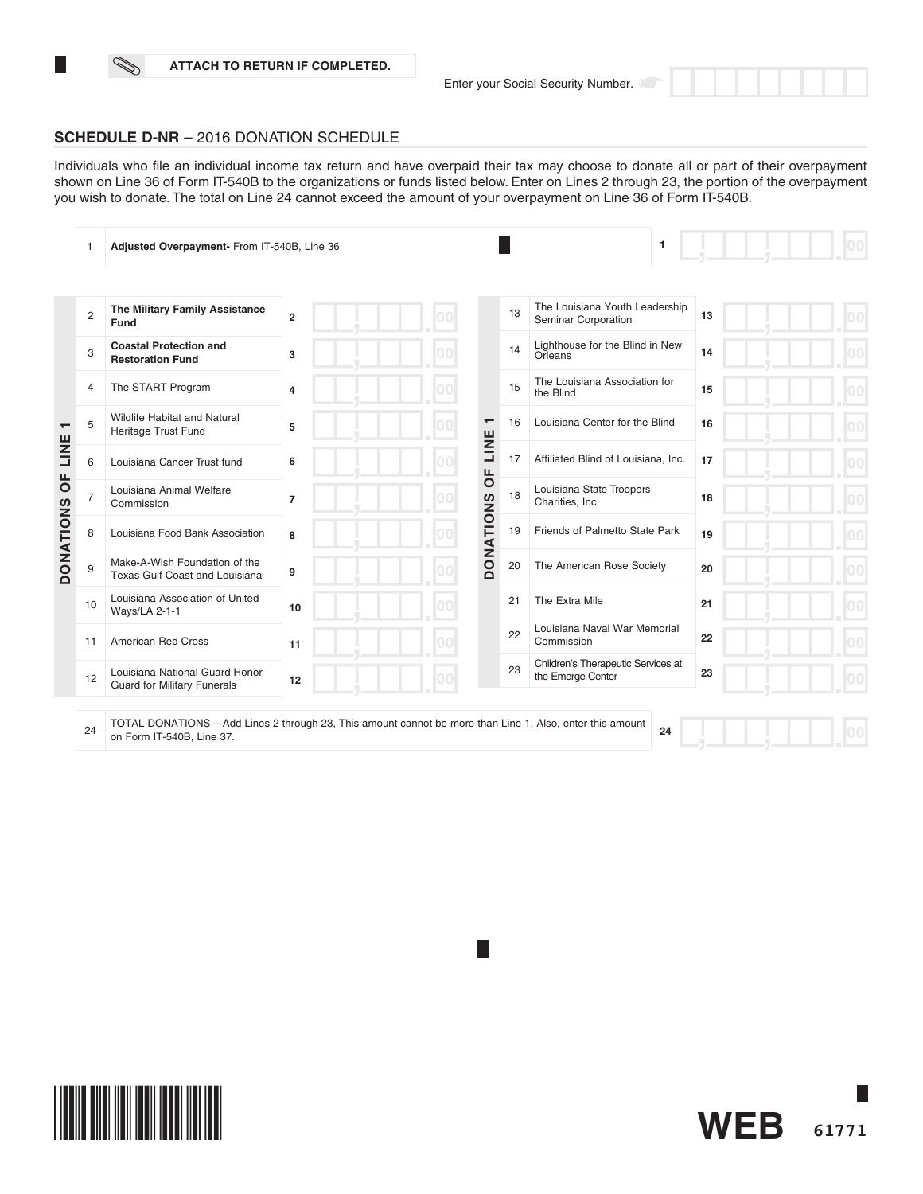ATTACH TO RETURN IF COMPLETED.

Enter your Social Security Number.

## SCHEDULE D-NR – 2016 DONATION SCHEDULE

Individuals who file an individual income tax return and have overpaid their tax may choose to donate all or part of their overpayment shown on Line 36 of Form IT-540B to the organizations or funds listed below. Enter on Lines 2 through 23, the portion of the overpayment you wish to donate. The total on Line 24 cannot exceed the amount of your overpayment on Line 36 of Form IT-540B.

| Line | Description | Amount |
|---|---|---|
| 1 | **Adjusted Overpayment-** From IT-540B, Line 36 | .00 |

**DONATIONS OF LINE 1**

| Line | Organization | Amount |
|---|---|---|
| 2 | **The Military Family Assistance Fund** | .00 |
| 3 | **Coastal Protection and Restoration Fund** | .00 |
| 4 | The START Program | .00 |
| 5 | Wildlife Habitat and Natural Heritage Trust Fund | .00 |
| 6 | Louisiana Cancer Trust fund | .00 |
| 7 | Louisiana Animal Welfare Commission | .00 |
| 8 | Louisiana Food Bank Association | .00 |
| 9 | Make-A-Wish Foundation of the Texas Gulf Coast and Louisiana | .00 |
| 10 | Louisiana Association of United Ways/LA 2-1-1 | .00 |
| 11 | American Red Cross | .00 |
| 12 | Louisiana National Guard Honor Guard for Military Funerals | .00 |
| 13 | The Louisiana Youth Leadership Seminar Corporation | .00 |
| 14 | Lighthouse for the Blind in New Orleans | .00 |
| 15 | The Louisiana Association for the Blind | .00 |
| 16 | Louisiana Center for the Blind | .00 |
| 17 | Affiliated Blind of Louisiana, Inc. | .00 |
| 18 | Louisiana State Troopers Charities, Inc. | .00 |
| 19 | Friends of Palmetto State Park | .00 |
| 20 | The American Rose Society | .00 |
| 21 | The Extra Mile | .00 |
| 22 | Louisiana Naval War Memorial Commission | .00 |
| 23 | Children's Therapeutic Services at the Emerge Center | .00 |

| Line | Description | Amount |
|---|---|---|
| 24 | TOTAL DONATIONS – Add Lines 2 through 23, This amount cannot be more than Line 1. Also, enter this amount on Form IT-540B, Line 37. | .00 |

WEB 61771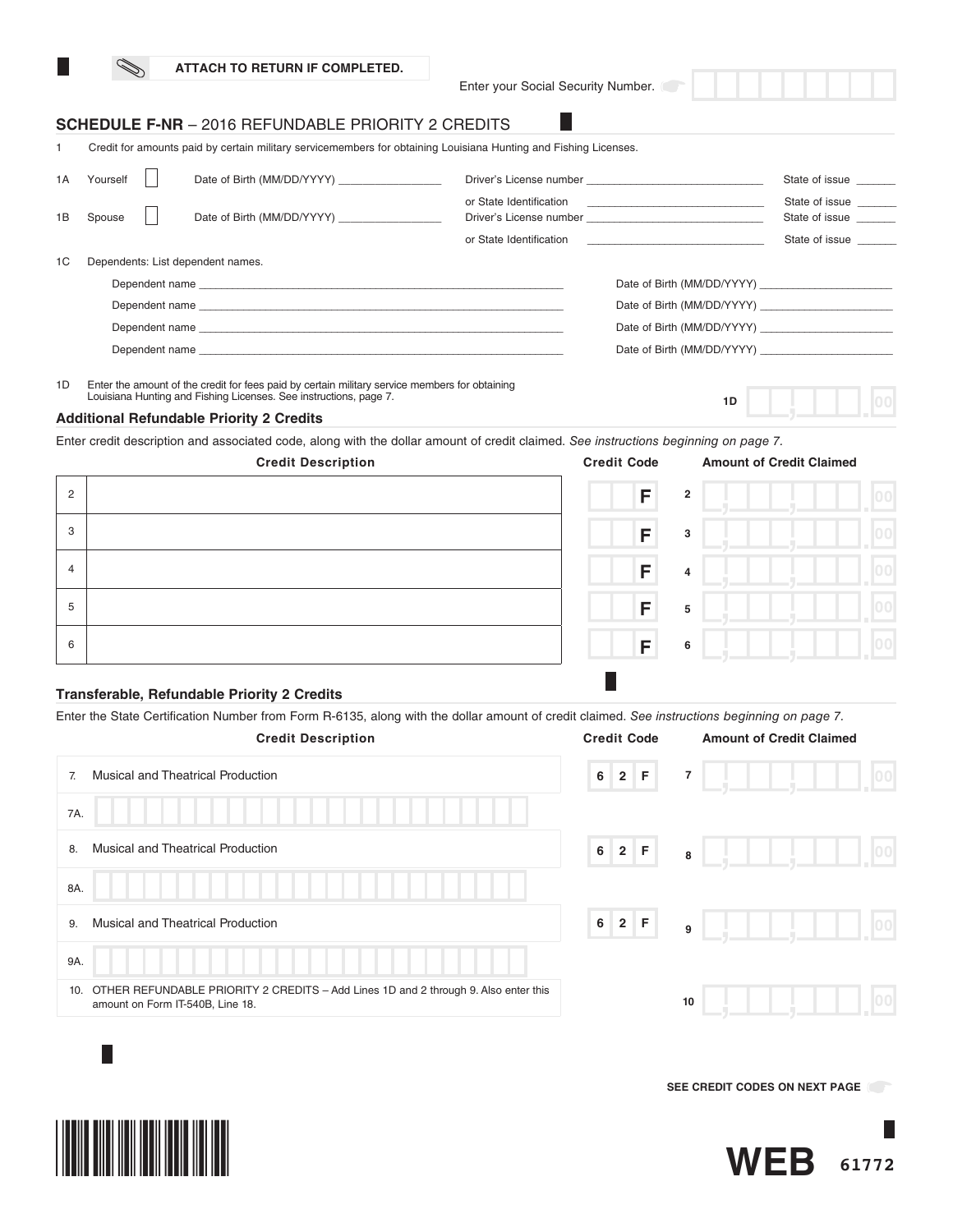ATTACH TO RETURN IF COMPLETED.

Enter your Social Security Number.

## SCHEDULE F-NR – 2016 REFUNDABLE PRIORITY 2 CREDITS

1 Credit for amounts paid by certain military servicemembers for obtaining Louisiana Hunting and Fishing Licenses.

1A Yourself ☐ Date of Birth (MM/DD/YYYY) _______________ Driver's License number ___________________________ State of issue ______
or State Identification ___________________________ State of issue ______

1B Spouse ☐ Date of Birth (MM/DD/YYYY) _______________ Driver's License number ___________________________ State of issue ______
or State Identification ___________________________ State of issue ______

1C Dependents: List dependent names.

Dependent name ___________________________ Date of Birth (MM/DD/YYYY) _______________

Dependent name ___________________________ Date of Birth (MM/DD/YYYY) _______________

Dependent name ___________________________ Date of Birth (MM/DD/YYYY) _______________

Dependent name ___________________________ Date of Birth (MM/DD/YYYY) _______________

1D Enter the amount of the credit for fees paid by certain military service members for obtaining Louisiana Hunting and Fishing Licenses. See instructions, page 7. **1D** ______ .00

### Additional Refundable Priority 2 Credits

Enter credit description and associated code, along with the dollar amount of credit claimed. *See instructions beginning on page 7.*

| | Credit Description | Credit Code | | Amount of Credit Claimed |
|---|---|---|---|---|
| 2 | | F | 2 | .00 |
| 3 | | F | 3 | .00 |
| 4 | | F | 4 | .00 |
| 5 | | F | 5 | .00 |
| 6 | | F | 6 | .00 |

### Transferable, Refundable Priority 2 Credits

Enter the State Certification Number from Form R-6135, along with the dollar amount of credit claimed. *See instructions beginning on page 7.*

| | Credit Description | Credit Code | | Amount of Credit Claimed |
|---|---|---|---|---|
| 7. | Musical and Theatrical Production | 62F | 7 | .00 |
| 7A. | | | | |
| 8. | Musical and Theatrical Production | 62F | 8 | .00 |
| 8A. | | | | |
| 9. | Musical and Theatrical Production | 62F | 9 | .00 |
| 9A. | | | | |
| 10. | OTHER REFUNDABLE PRIORITY 2 CREDITS – Add Lines 1D and 2 through 9. Also enter this amount on Form IT-540B, Line 18. | | 10 | .00 |

SEE CREDIT CODES ON NEXT PAGE

WEB 61772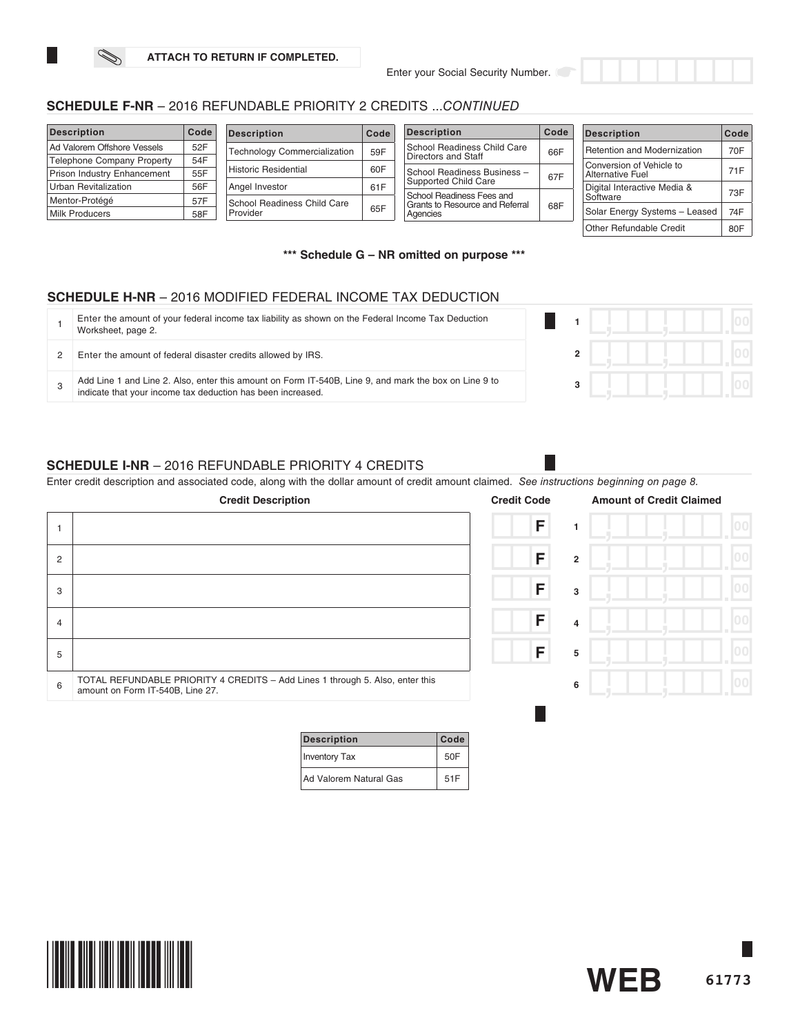ATTACH TO RETURN IF COMPLETED.

Enter your Social Security Number.

## SCHEDULE F-NR – 2016 REFUNDABLE PRIORITY 2 CREDITS ...*CONTINUED*

| Description | Code |
|---|---|
| Ad Valorem Offshore Vessels | 52F |
| Telephone Company Property | 54F |
| Prison Industry Enhancement | 55F |
| Urban Revitalization | 56F |
| Mentor-Protégé | 57F |
| Milk Producers | 58F |

| Description | Code |
|---|---|
| Technology Commercialization | 59F |
| Historic Residential | 60F |
| Angel Investor | 61F |
| School Readiness Child Care Provider | 65F |

| Description | Code |
|---|---|
| School Readiness Child Care Directors and Staff | 66F |
| School Readiness Business – Supported Child Care | 67F |
| School Readiness Fees and Grants to Resource and Referral Agencies | 68F |

| Description | Code |
|---|---|
| Retention and Modernization | 70F |
| Conversion of Vehicle to Alternative Fuel | 71F |
| Digital Interactive Media & Software | 73F |
| Solar Energy Systems – Leased | 74F |
| Other Refundable Credit | 80F |

**\*\*\* Schedule G – NR omitted on purpose \*\*\***

## SCHEDULE H-NR – 2016 MODIFIED FEDERAL INCOME TAX DEDUCTION

| | | | |
|---|---|---|---|
| 1 | Enter the amount of your federal income tax liability as shown on the Federal Income Tax Deduction Worksheet, page 2. | 1 | .00 |
| 2 | Enter the amount of federal disaster credits allowed by IRS. | 2 | .00 |
| 3 | Add Line 1 and Line 2. Also, enter this amount on Form IT-540B, Line 9, and mark the box on Line 9 to indicate that your income tax deduction has been increased. | 3 | .00 |

## SCHEDULE I-NR – 2016 REFUNDABLE PRIORITY 4 CREDITS

Enter credit description and associated code, along with the dollar amount of credit amount claimed. *See instructions beginning on page 8.*

| | Credit Description | Credit Code | | Amount of Credit Claimed |
|---|---|---|---|---|
| 1 | | F | 1 | .00 |
| 2 | | F | 2 | .00 |
| 3 | | F | 3 | .00 |
| 4 | | F | 4 | .00 |
| 5 | | F | 5 | .00 |
| 6 | TOTAL REFUNDABLE PRIORITY 4 CREDITS – Add Lines 1 through 5. Also, enter this amount on Form IT-540B, Line 27. | | 6 | .00 |

| Description | Code |
|---|---|
| Inventory Tax | 50F |
| Ad Valorem Natural Gas | 51F |

WEB 61773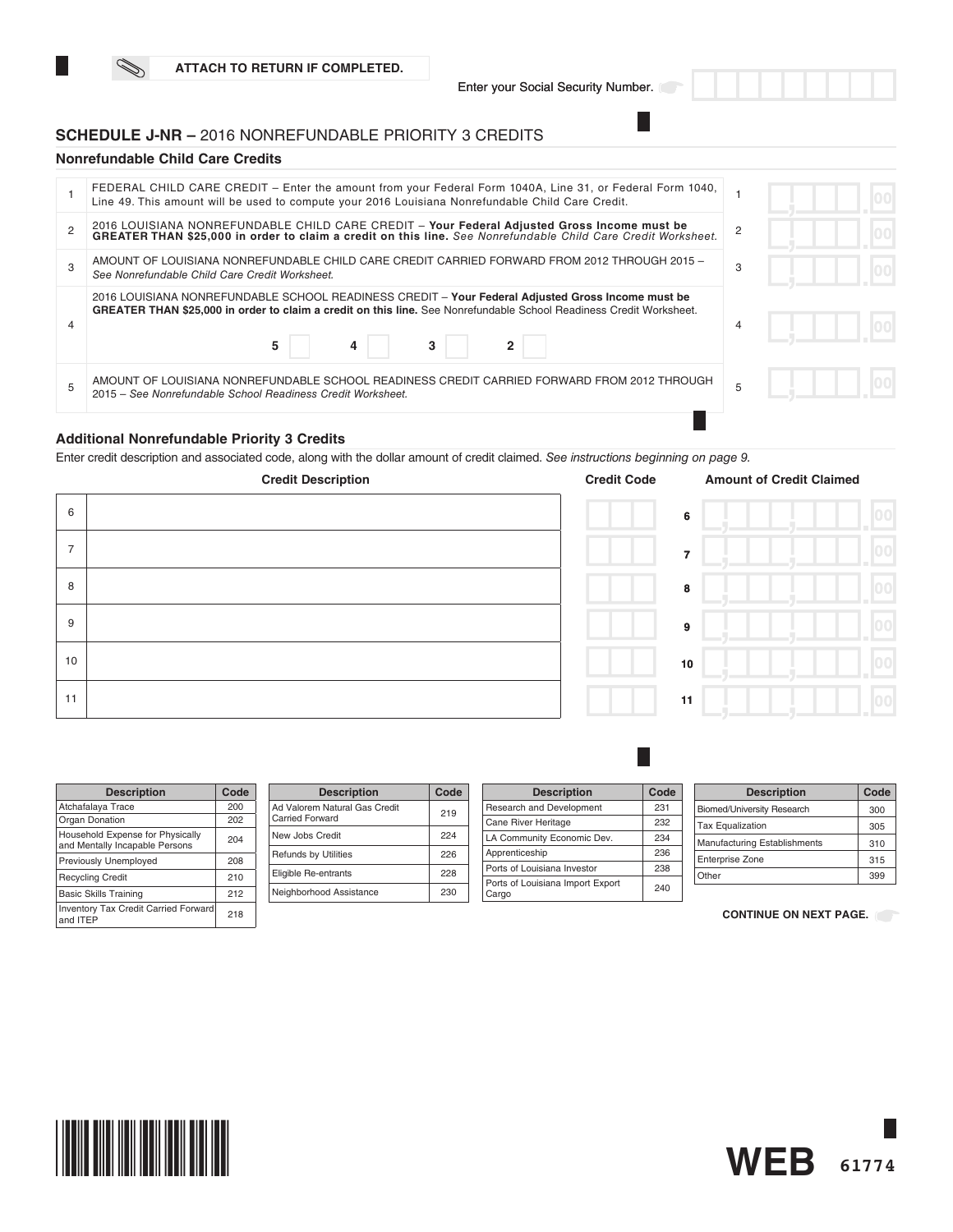ATTACH TO RETURN IF COMPLETED.

Enter your Social Security Number.

## SCHEDULE J-NR – 2016 NONREFUNDABLE PRIORITY 3 CREDITS

### Nonrefundable Child Care Credits

| | | | |
|---|---|---|---|
| 1 | FEDERAL CHILD CARE CREDIT – Enter the amount from your Federal Form 1040A, Line 31, or Federal Form 1040, Line 49. This amount will be used to compute your 2016 Louisiana Nonrefundable Child Care Credit. | 1 | .00 |
| 2 | 2016 LOUISIANA NONREFUNDABLE CHILD CARE CREDIT – **Your Federal Adjusted Gross Income must be GREATER THAN $25,000 in order to claim a credit on this line.** *See Nonrefundable Child Care Credit Worksheet.* | 2 | .00 |
| 3 | AMOUNT OF LOUISIANA NONREFUNDABLE CHILD CARE CREDIT CARRIED FORWARD FROM 2012 THROUGH 2015 – *See Nonrefundable Child Care Credit Worksheet.* | 3 | .00 |
| 4 | 2016 LOUISIANA NONREFUNDABLE SCHOOL READINESS CREDIT – **Your Federal Adjusted Gross Income must be GREATER THAN $25,000 in order to claim a credit on this line.** See Nonrefundable School Readiness Credit Worksheet. **5** ☐ **4** ☐ **3** ☐ **2** ☐ | 4 | .00 |
| 5 | AMOUNT OF LOUISIANA NONREFUNDABLE SCHOOL READINESS CREDIT CARRIED FORWARD FROM 2012 THROUGH 2015 – *See Nonrefundable School Readiness Credit Worksheet.* | 5 | .00 |

### Additional Nonrefundable Priority 3 Credits

Enter credit description and associated code, along with the dollar amount of credit claimed. *See instructions beginning on page 9.*

| | Credit Description | Credit Code | | Amount of Credit Claimed |
|---|---|---|---|---|
| 6 | | | 6 | .00 |
| 7 | | | 7 | .00 |
| 8 | | | 8 | .00 |
| 9 | | | 9 | .00 |
| 10 | | | 10 | .00 |
| 11 | | | 11 | .00 |

| Description | Code |
|---|---|
| Atchafalaya Trace | 200 |
| Organ Donation | 202 |
| Household Expense for Physically and Mentally Incapable Persons | 204 |
| Previously Unemployed | 208 |
| Recycling Credit | 210 |
| Basic Skills Training | 212 |
| Inventory Tax Credit Carried Forward and ITEP | 218 |

| Description | Code |
|---|---|
| Ad Valorem Natural Gas Credit Carried Forward | 219 |
| New Jobs Credit | 224 |
| Refunds by Utilities | 226 |
| Eligible Re-entrants | 228 |
| Neighborhood Assistance | 230 |

| Description | Code |
|---|---|
| Research and Development | 231 |
| Cane River Heritage | 232 |
| LA Community Economic Dev. | 234 |
| Apprenticeship | 236 |
| Ports of Louisiana Investor | 238 |
| Ports of Louisiana Import Export Cargo | 240 |

| Description | Code |
|---|---|
| Biomed/University Research | 300 |
| Tax Equalization | 305 |
| Manufacturing Establishments | 310 |
| Enterprise Zone | 315 |
| Other | 399 |

CONTINUE ON NEXT PAGE.

WEB 61774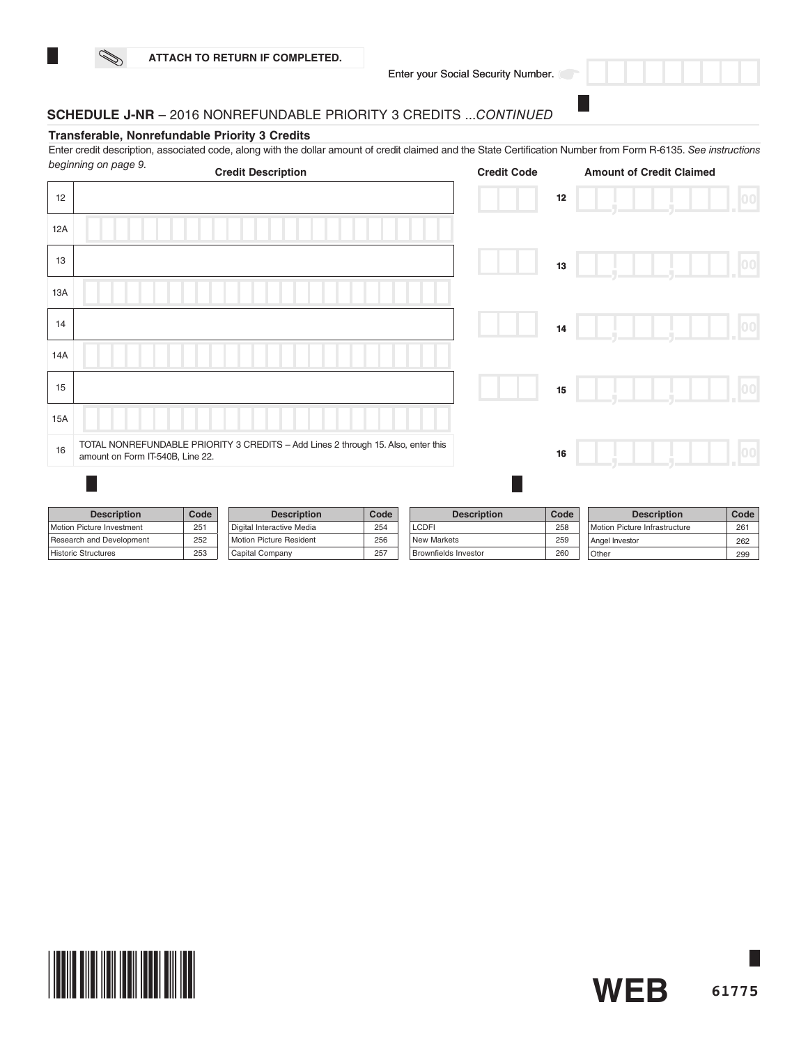ATTACH TO RETURN IF COMPLETED.

Enter your Social Security Number.

## SCHEDULE J-NR – 2016 NONREFUNDABLE PRIORITY 3 CREDITS ...*CONTINUED*

### Transferable, Nonrefundable Priority 3 Credits

Enter credit description, associated code, along with the dollar amount of credit claimed and the State Certification Number from Form R-6135. *See instructions beginning on page 9.*

| Line | Credit Description | Credit Code | Line | Amount of Credit Claimed |
|---|---|---|---|---|
| 12 | | | 12 | .00 |
| 12A | | | | |
| 13 | | | 13 | .00 |
| 13A | | | | |
| 14 | | | 14 | .00 |
| 14A | | | | |
| 15 | | | 15 | .00 |
| 15A | | | | |
| 16 | TOTAL NONREFUNDABLE PRIORITY 3 CREDITS – Add Lines 2 through 15. Also, enter this amount on Form IT-540B, Line 22. | | 16 | .00 |

| Description | Code | Description | Code | Description | Code | Description | Code |
|---|---|---|---|---|---|---|---|
| Motion Picture Investment | 251 | Digital Interactive Media | 254 | LCDFI | 258 | Motion Picture Infrastructure | 261 |
| Research and Development | 252 | Motion Picture Resident | 256 | New Markets | 259 | Angel Investor | 262 |
| Historic Structures | 253 | Capital Company | 257 | Brownfields Investor | 260 | Other | 299 |

WEB 61775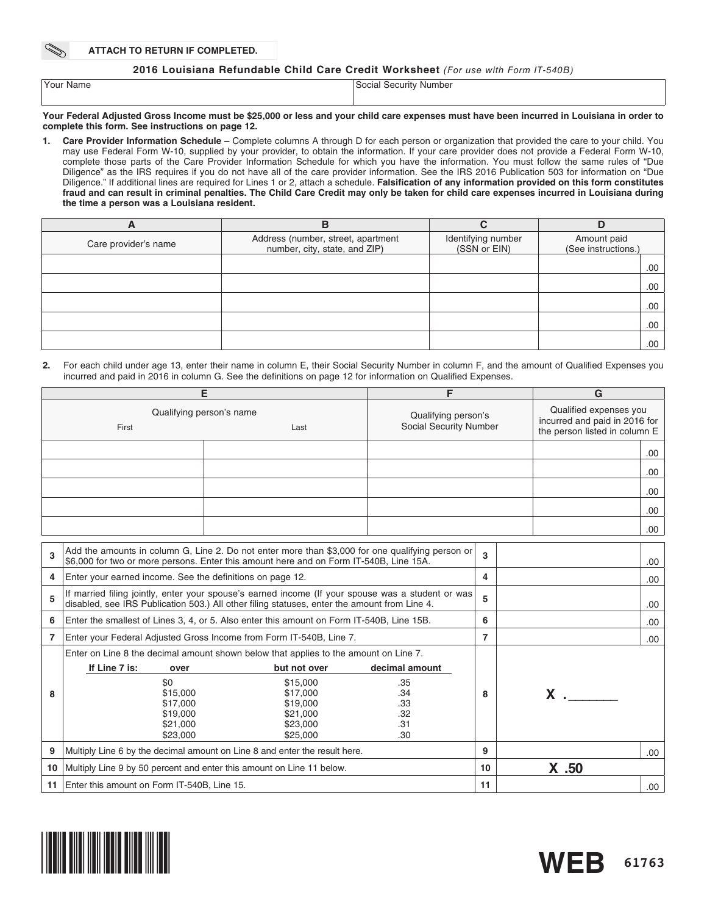**ATTACH TO RETURN IF COMPLETED.**

## 2016 Louisiana Refundable Child Care Credit Worksheet *(For use with Form IT-540B)*

| Your Name | Social Security Number |
|---|---|
| | |

**Your Federal Adjusted Gross Income must be $25,000 or less and your child care expenses must have been incurred in Louisiana in order to complete this form. See instructions on page 12.**

1. **Care Provider Information Schedule –** Complete columns A through D for each person or organization that provided the care to your child. You may use Federal Form W-10, supplied by your provider, to obtain the information. If your care provider does not provide a Federal Form W-10, complete those parts of the Care Provider Information Schedule for which you have the information. You must follow the same rules of "Due Diligence" as the IRS requires if you do not have all of the care provider information. See the IRS 2016 Publication 503 for information on "Due Diligence." If additional lines are required for Lines 1 or 2, attach a schedule. **Falsification of any information provided on this form constitutes fraud and can result in criminal penalties. The Child Care Credit may only be taken for child care expenses incurred in Louisiana during the time a person was a Louisiana resident.**

| A | B | C | D |
|---|---|---|---|
| Care provider's name | Address (number, street, apartment number, city, state, and ZIP) | Identifying number (SSN or EIN) | Amount paid (See instructions.) |
| | | | .00 |
| | | | .00 |
| | | | .00 |
| | | | .00 |
| | | | .00 |

2. For each child under age 13, enter their name in column E, their Social Security Number in column F, and the amount of Qualified Expenses you incurred and paid in 2016 in column G. See the definitions on page 12 for information on Qualified Expenses.

| E | | F | G |
|---|---|---|---|
| Qualifying person's name | | Qualifying person's Social Security Number | Qualified expenses you incurred and paid in 2016 for the person listed in column E |
| First | Last | | |
| | | | .00 |
| | | | .00 |
| | | | .00 |
| | | | .00 |
| | | | .00 |

| | | | |
|---|---|---|---|
| 3 | Add the amounts in column G, Line 2. Do not enter more than $3,000 for one qualifying person or $6,000 for two or more persons. Enter this amount here and on Form IT-540B, Line 15A. | 3 | .00 |
| 4 | Enter your earned income. See the definitions on page 12. | 4 | .00 |
| 5 | If married filing jointly, enter your spouse's earned income (If your spouse was a student or was disabled, see IRS Publication 503.) All other filing statuses, enter the amount from Line 4. | 5 | .00 |
| 6 | Enter the smallest of Lines 3, 4, or 5. Also enter this amount on Form IT-540B, Line 15B. | 6 | .00 |
| 7 | Enter your Federal Adjusted Gross Income from Form IT-540B, Line 7. | 7 | .00 |
| 8 | Enter on Line 8 the decimal amount shown below that applies to the amount on Line 7. (see table below) | 8 | X .______ |
| 9 | Multiply Line 6 by the decimal amount on Line 8 and enter the result here. | 9 | .00 |
| 10 | Multiply Line 9 by 50 percent and enter this amount on Line 11 below. | 10 | X .50 |
| 11 | Enter this amount on Form IT-540B, Line 15. | 11 | .00 |

Line 8 table:

| If Line 7 is: over | but not over | decimal amount |
|---|---|---|
| $0 | $15,000 | .35 |
| $15,000 | $17,000 | .34 |
| $17,000 | $19,000 | .33 |
| $19,000 | $21,000 | .32 |
| $21,000 | $23,000 | .31 |
| $23,000 | $25,000 | .30 |

WEB 61763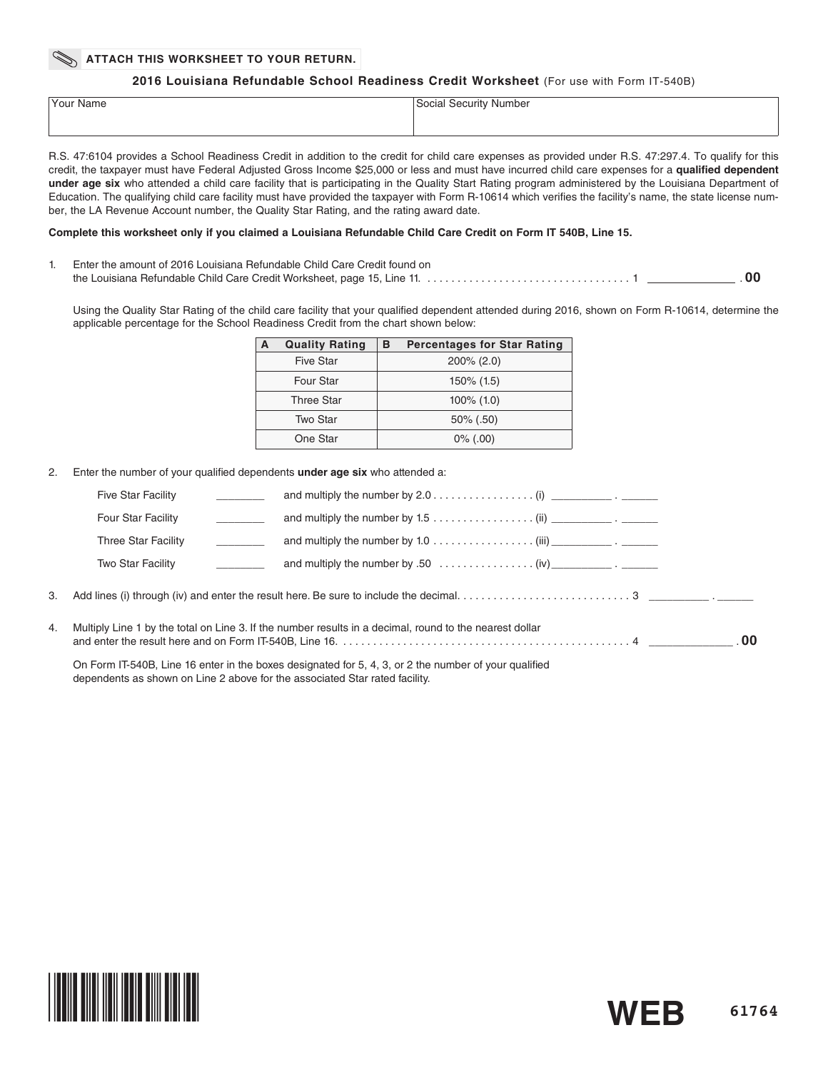**ATTACH THIS WORKSHEET TO YOUR RETURN.**

## 2016 Louisiana Refundable School Readiness Credit Worksheet (For use with Form IT-540B)

| Your Name | Social Security Number |
|---|---|
| | |

R.S. 47:6104 provides a School Readiness Credit in addition to the credit for child care expenses as provided under R.S. 47:297.4. To qualify for this credit, the taxpayer must have Federal Adjusted Gross Income $25,000 or less and must have incurred child care expenses for a **qualified dependent under age six** who attended a child care facility that is participating in the Quality Start Rating program administered by the Louisiana Department of Education. The qualifying child care facility must have provided the taxpayer with Form R-10614 which verifies the facility's name, the state license number, the LA Revenue Account number, the Quality Star Rating, and the rating award date.

**Complete this worksheet only if you claimed a Louisiana Refundable Child Care Credit on Form IT 540B, Line 15.**

1. Enter the amount of 2016 Louisiana Refundable Child Care Credit found on the Louisiana Refundable Child Care Credit Worksheet, page 15, Line 11. . . . . . . . . . . . . . . . . . . . . . . . . . . . . . . . . . . 1 __________ **.00**

   Using the Quality Star Rating of the child care facility that your qualified dependent attended during 2016, shown on Form R-10614, determine the applicable percentage for the School Readiness Credit from the chart shown below:

| A Quality Rating | B Percentages for Star Rating |
|---|---|
| Five Star | 200% (2.0) |
| Four Star | 150% (1.5) |
| Three Star | 100% (1.0) |
| Two Star | 50% (.50) |
| One Star | 0% (.00) |

2. Enter the number of your qualified dependents **under age six** who attended a:

   Five Star Facility ________ and multiply the number by 2.0 . . . . . . . . . . . . . . . . (i) __________ . ______

   Four Star Facility ________ and multiply the number by 1.5 . . . . . . . . . . . . . . . . (ii) __________ . ______

   Three Star Facility ________ and multiply the number by 1.0 . . . . . . . . . . . . . . . . (iii) __________ . ______

   Two Star Facility ________ and multiply the number by .50 . . . . . . . . . . . . . . . . (iv) __________ . ______

3. Add lines (i) through (iv) and enter the result here. Be sure to include the decimal. . . . . . . . . . . . . . . . . . . . . . . . . . . . . 3 __________ . ______

4. Multiply Line 1 by the total on Line 3. If the number results in a decimal, round to the nearest dollar and enter the result here and on Form IT-540B, Line 16. . . . . . . . . . . . . . . . . . . . . . . . . . . . . . . . . . . . . . . . . . . . . . . . . 4 __________ **.00**

   On Form IT-540B, Line 16 enter in the boxes designated for 5, 4, 3, or 2 the number of your qualified dependents as shown on Line 2 above for the associated Star rated facility.

WEB 61764